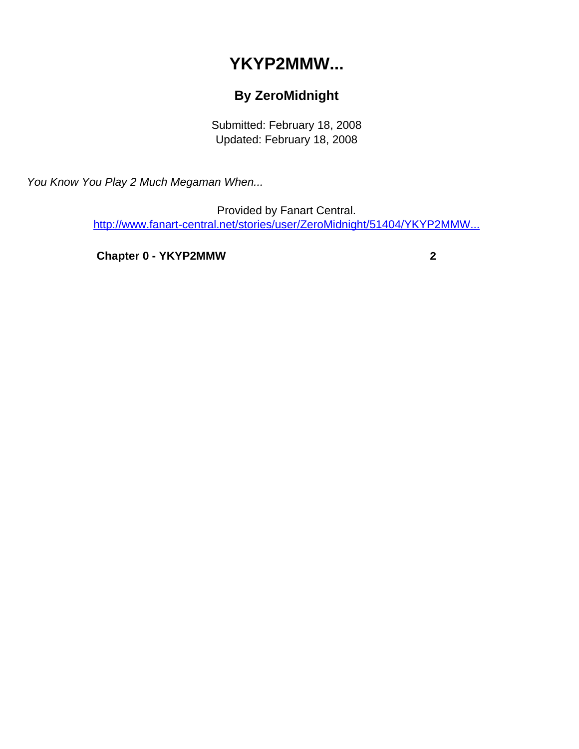# YKYP2MMW...

## By ZeroMidnight

Submitted: February 18, 2008
Updated: February 18, 2008

*You Know You Play 2 Much Megaman When...*

Provided by Fanart Central.
http://www.fanart-central.net/stories/user/ZeroMidnight/51404/YKYP2MMW...

**Chapter 0 - YKYP2MMW** **2**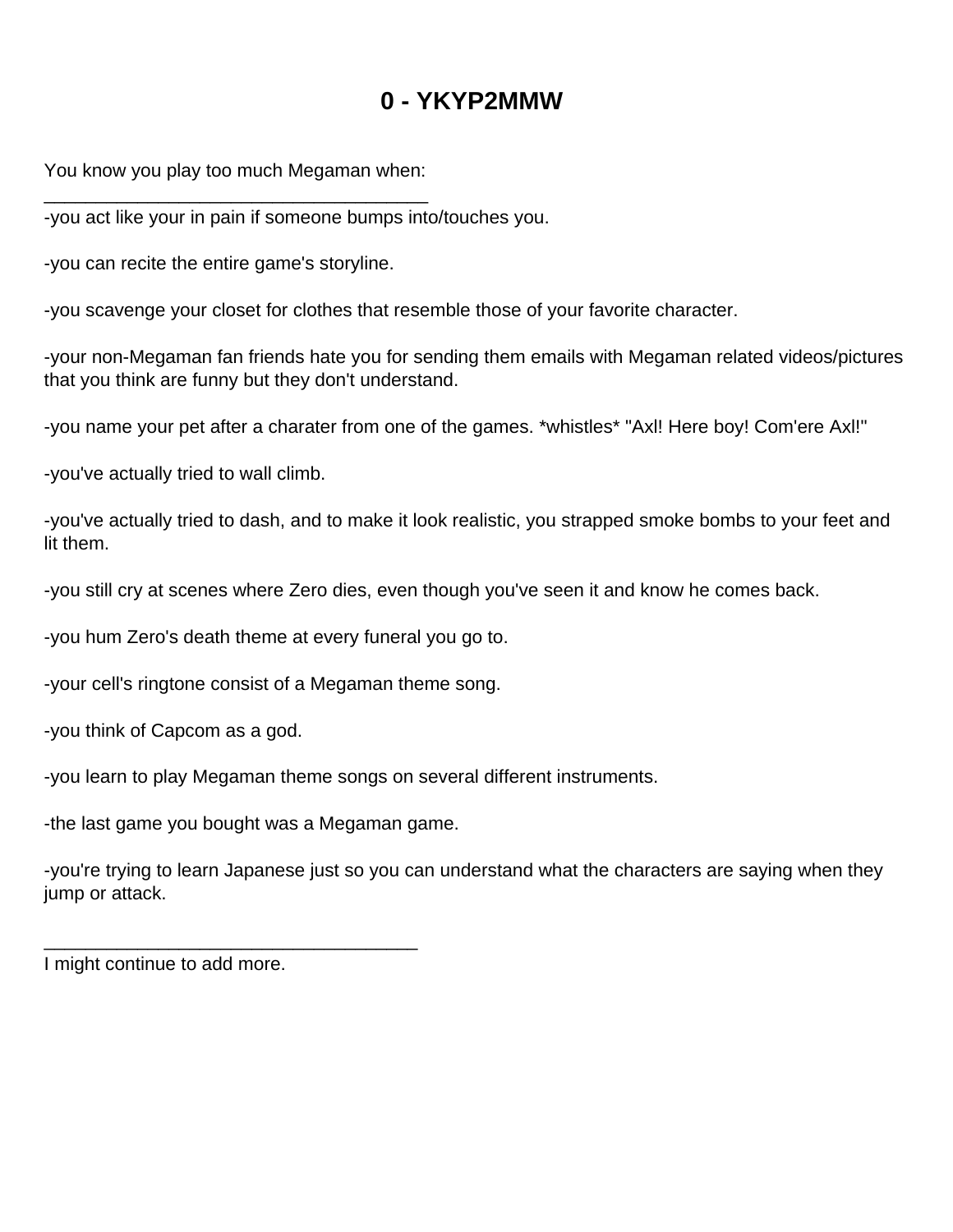# 0 - YKYP2MMW

You know you play too much Megaman when:

_____________________________________

-you act like your in pain if someone bumps into/touches you.

-you can recite the entire game's storyline.

-you scavenge your closet for clothes that resemble those of your favorite character.

-your non-Megaman fan friends hate you for sending them emails with Megaman related videos/pictures that you think are funny but they don't understand.

-you name your pet after a charater from one of the games. *whistles* "Axl! Here boy! Com'ere Axl!"

-you've actually tried to wall climb.

-you've actually tried to dash, and to make it look realistic, you strapped smoke bombs to your feet and lit them.

-you still cry at scenes where Zero dies, even though you've seen it and know he comes back.

-you hum Zero's death theme at every funeral you go to.

-your cell's ringtone consist of a Megaman theme song.

-you think of Capcom as a god.

-you learn to play Megaman theme songs on several different instruments.

-the last game you bought was a Megaman game.

-you're trying to learn Japanese just so you can understand what the characters are saying when they jump or attack.

_____________________________________

I might continue to add more.